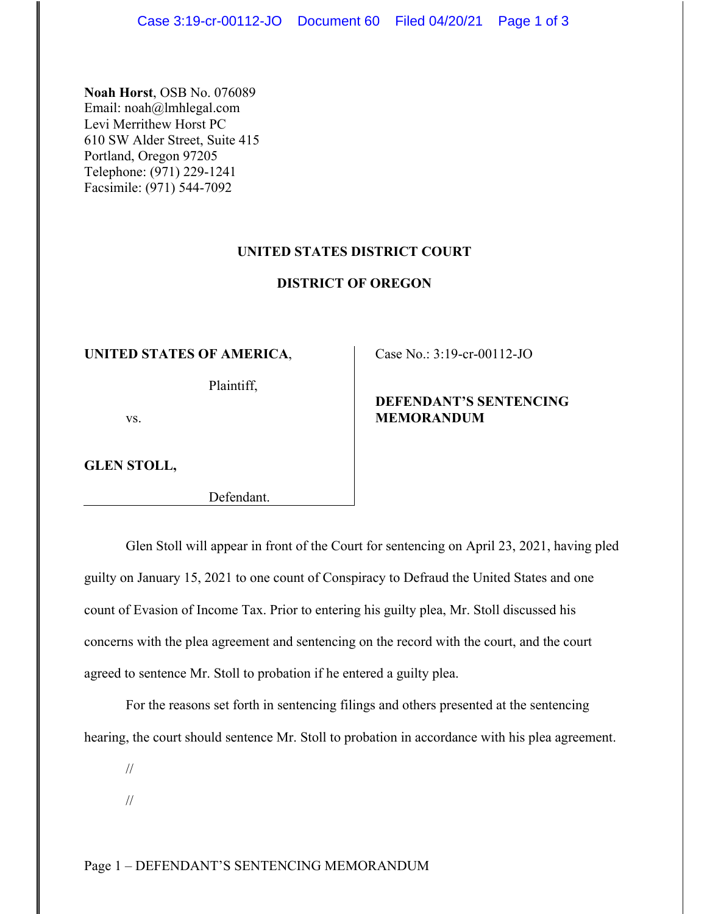**Noah Horst**, OSB No. 076089
Email: noah@lmhlegal.com
Levi Merrithew Horst PC
610 SW Alder Street, Suite 415
Portland, Oregon 97205
Telephone: (971) 229-1241
Facsimile: (971) 544-7092

**UNITED STATES DISTRICT COURT**

**DISTRICT OF OREGON**

| | |
|---|---|
| **UNITED STATES OF AMERICA**, Plaintiff, vs. **GLEN STOLL,** Defendant. | Case No.: 3:19-cr-00112-JO **DEFENDANT'S SENTENCING MEMORANDUM** |

Glen Stoll will appear in front of the Court for sentencing on April 23, 2021, having pled guilty on January 15, 2021 to one count of Conspiracy to Defraud the United States and one count of Evasion of Income Tax. Prior to entering his guilty plea, Mr. Stoll discussed his concerns with the plea agreement and sentencing on the record with the court, and the court agreed to sentence Mr. Stoll to probation if he entered a guilty plea.

For the reasons set forth in sentencing filings and others presented at the sentencing hearing, the court should sentence Mr. Stoll to probation in accordance with his plea agreement.

//

//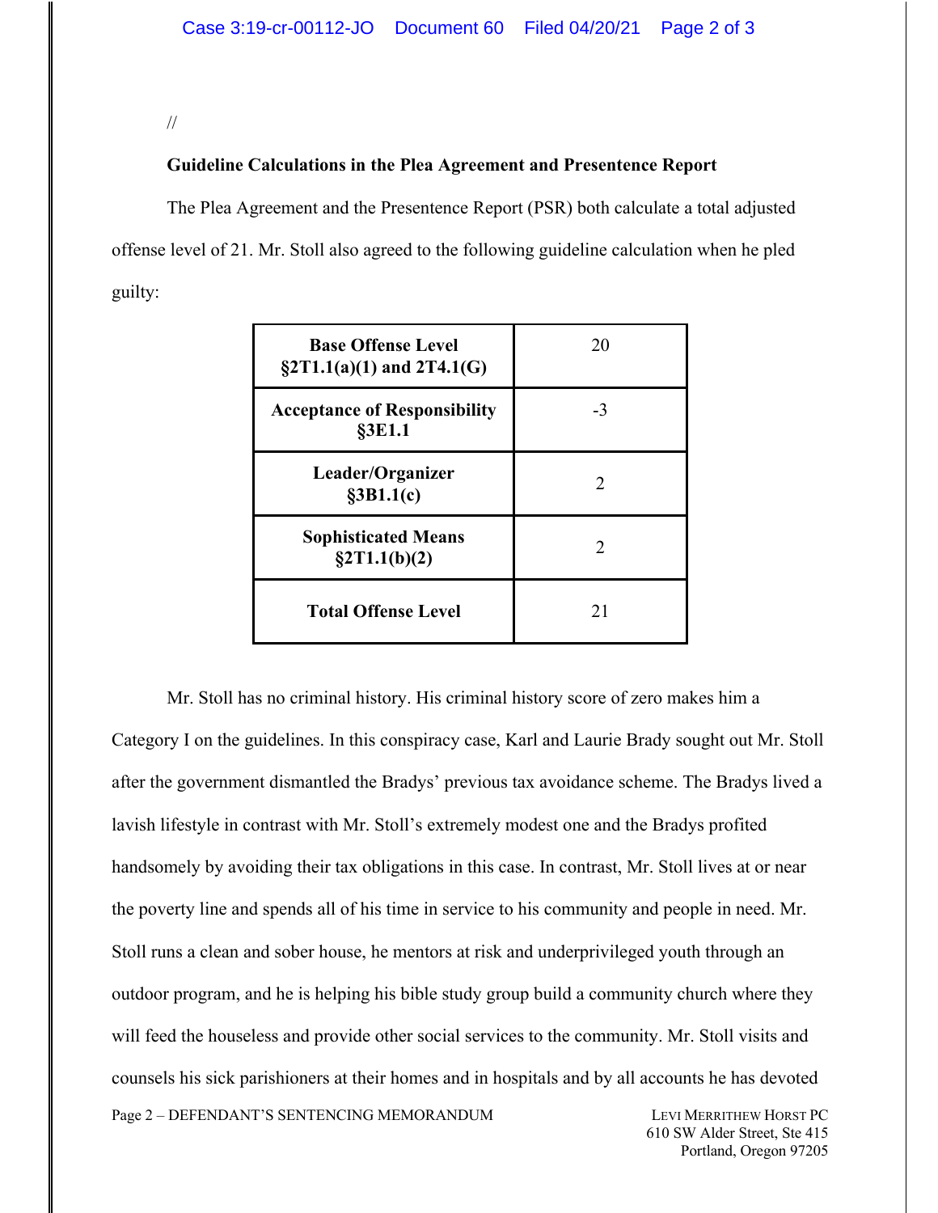//

**Guideline Calculations in the Plea Agreement and Presentence Report**

The Plea Agreement and the Presentence Report (PSR) both calculate a total adjusted offense level of 21. Mr. Stoll also agreed to the following guideline calculation when he pled guilty:

| | |
|---|---|
| **Base Offense Level §2T1.1(a)(1) and 2T4.1(G)** | 20 |
| **Acceptance of Responsibility §3E1.1** | -3 |
| **Leader/Organizer §3B1.1(c)** | 2 |
| **Sophisticated Means §2T1.1(b)(2)** | 2 |
| **Total Offense Level** | 21 |

Mr. Stoll has no criminal history. His criminal history score of zero makes him a Category I on the guidelines. In this conspiracy case, Karl and Laurie Brady sought out Mr. Stoll after the government dismantled the Bradys' previous tax avoidance scheme. The Bradys lived a lavish lifestyle in contrast with Mr. Stoll's extremely modest one and the Bradys profited handsomely by avoiding their tax obligations in this case. In contrast, Mr. Stoll lives at or near the poverty line and spends all of his time in service to his community and people in need. Mr. Stoll runs a clean and sober house, he mentors at risk and underprivileged youth through an outdoor program, and he is helping his bible study group build a community church where they will feed the houseless and provide other social services to the community. Mr. Stoll visits and counsels his sick parishioners at their homes and in hospitals and by all accounts he has devoted

Page 2 – DEFENDANT'S SENTENCING MEMORANDUM

LEVI MERRITHEW HORST PC
610 SW Alder Street, Ste 415
Portland, Oregon 97205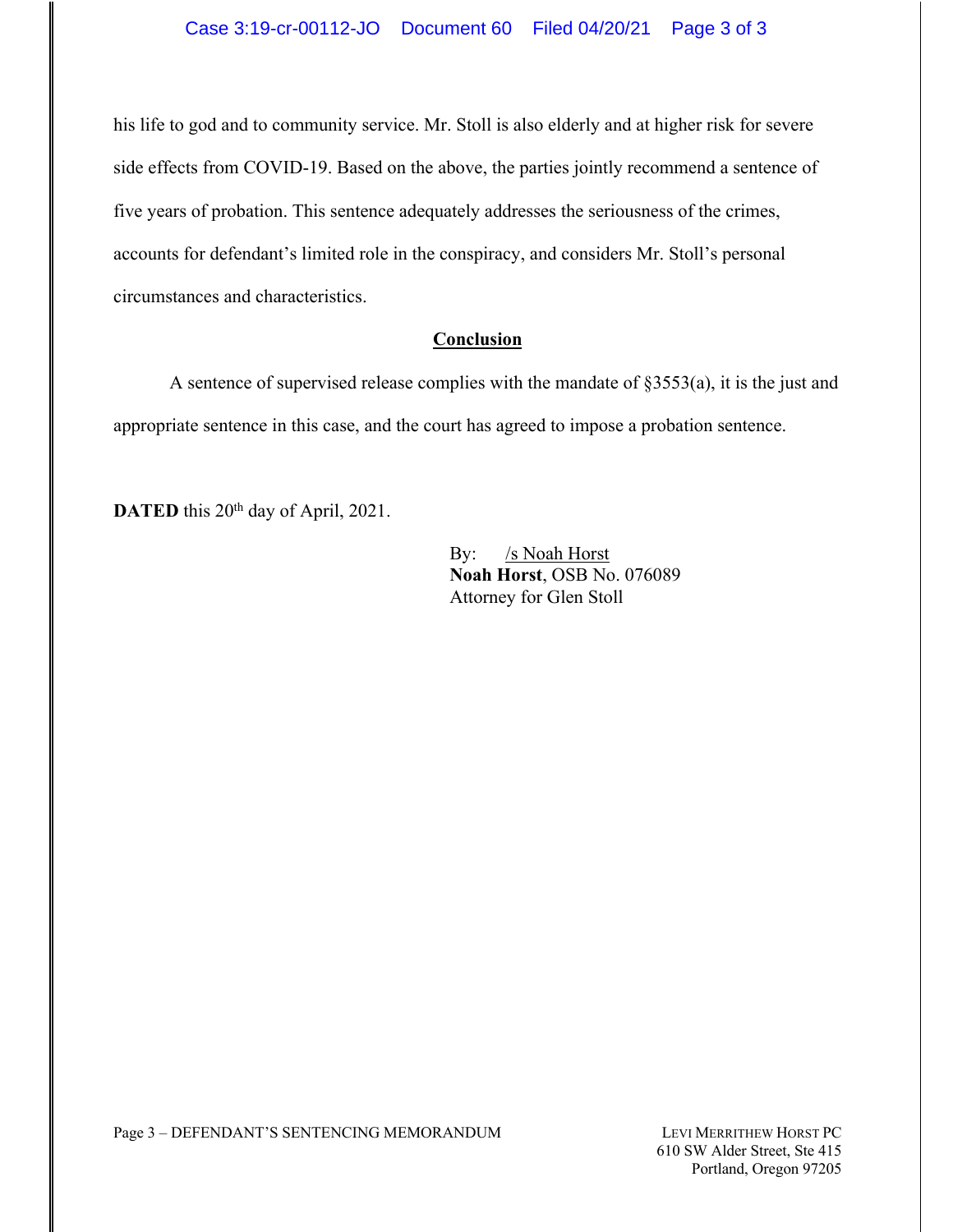his life to god and to community service. Mr. Stoll is also elderly and at higher risk for severe side effects from COVID-19. Based on the above, the parties jointly recommend a sentence of five years of probation. This sentence adequately addresses the seriousness of the crimes, accounts for defendant's limited role in the conspiracy, and considers Mr. Stoll's personal circumstances and characteristics.

## Conclusion

A sentence of supervised release complies with the mandate of §3553(a), it is the just and appropriate sentence in this case, and the court has agreed to impose a probation sentence.

**DATED** this 20th day of April, 2021.

By: /s Noah Horst
**Noah Horst**, OSB No. 076089
Attorney for Glen Stoll

Page 3 – DEFENDANT'S SENTENCING MEMORANDUM

LEVI MERRITHEW HORST PC
610 SW Alder Street, Ste 415
Portland, Oregon 97205